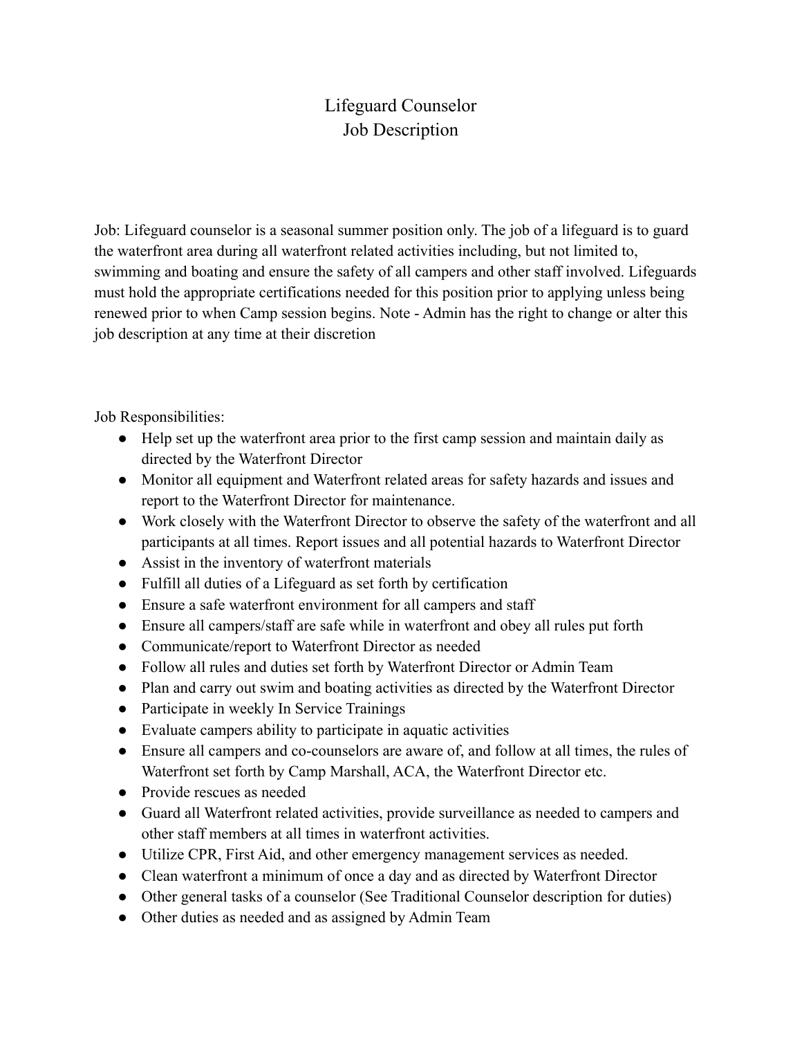# Lifeguard Counselor
# Job Description

Job: Lifeguard counselor is a seasonal summer position only. The job of a lifeguard is to guard the waterfront area during all waterfront related activities including, but not limited to, swimming and boating and ensure the safety of all campers and other staff involved. Lifeguards must hold the appropriate certifications needed for this position prior to applying unless being renewed prior to when Camp session begins. Note - Admin has the right to change or alter this job description at any time at their discretion

Job Responsibilities:

- Help set up the waterfront area prior to the first camp session and maintain daily as directed by the Waterfront Director
- Monitor all equipment and Waterfront related areas for safety hazards and issues and report to the Waterfront Director for maintenance.
- Work closely with the Waterfront Director to observe the safety of the waterfront and all participants at all times. Report issues and all potential hazards to Waterfront Director
- Assist in the inventory of waterfront materials
- Fulfill all duties of a Lifeguard as set forth by certification
- Ensure a safe waterfront environment for all campers and staff
- Ensure all campers/staff are safe while in waterfront and obey all rules put forth
- Communicate/report to Waterfront Director as needed
- Follow all rules and duties set forth by Waterfront Director or Admin Team
- Plan and carry out swim and boating activities as directed by the Waterfront Director
- Participate in weekly In Service Trainings
- Evaluate campers ability to participate in aquatic activities
- Ensure all campers and co-counselors are aware of, and follow at all times, the rules of Waterfront set forth by Camp Marshall, ACA, the Waterfront Director etc.
- Provide rescues as needed
- Guard all Waterfront related activities, provide surveillance as needed to campers and other staff members at all times in waterfront activities.
- Utilize CPR, First Aid, and other emergency management services as needed.
- Clean waterfront a minimum of once a day and as directed by Waterfront Director
- Other general tasks of a counselor (See Traditional Counselor description for duties)
- Other duties as needed and as assigned by Admin Team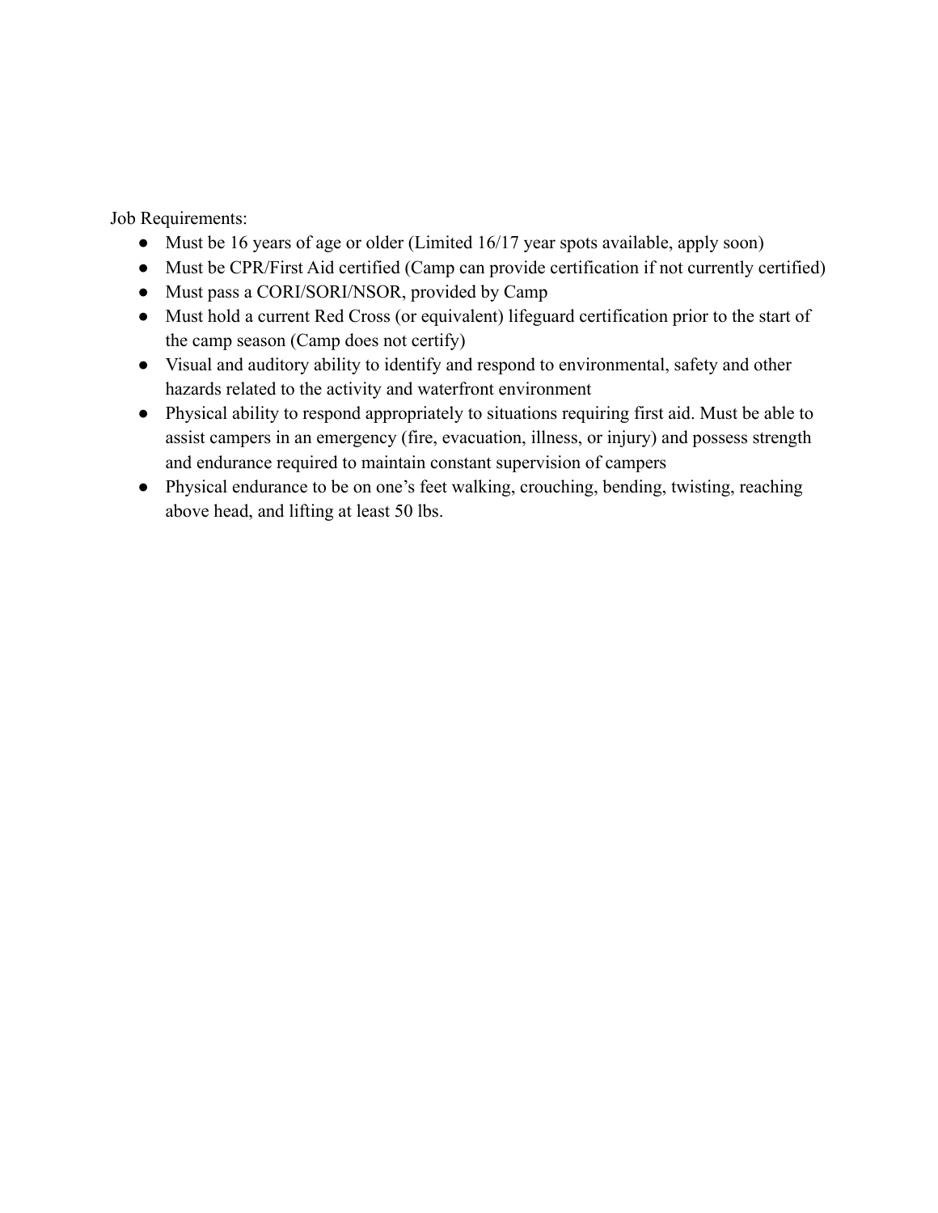Job Requirements:

- Must be 16 years of age or older (Limited 16/17 year spots available, apply soon)
- Must be CPR/First Aid certified (Camp can provide certification if not currently certified)
- Must pass a CORI/SORI/NSOR, provided by Camp
- Must hold a current Red Cross (or equivalent) lifeguard certification prior to the start of the camp season (Camp does not certify)
- Visual and auditory ability to identify and respond to environmental, safety and other hazards related to the activity and waterfront environment
- Physical ability to respond appropriately to situations requiring first aid. Must be able to assist campers in an emergency (fire, evacuation, illness, or injury) and possess strength and endurance required to maintain constant supervision of campers
- Physical endurance to be on one's feet walking, crouching, bending, twisting, reaching above head, and lifting at least 50 lbs.